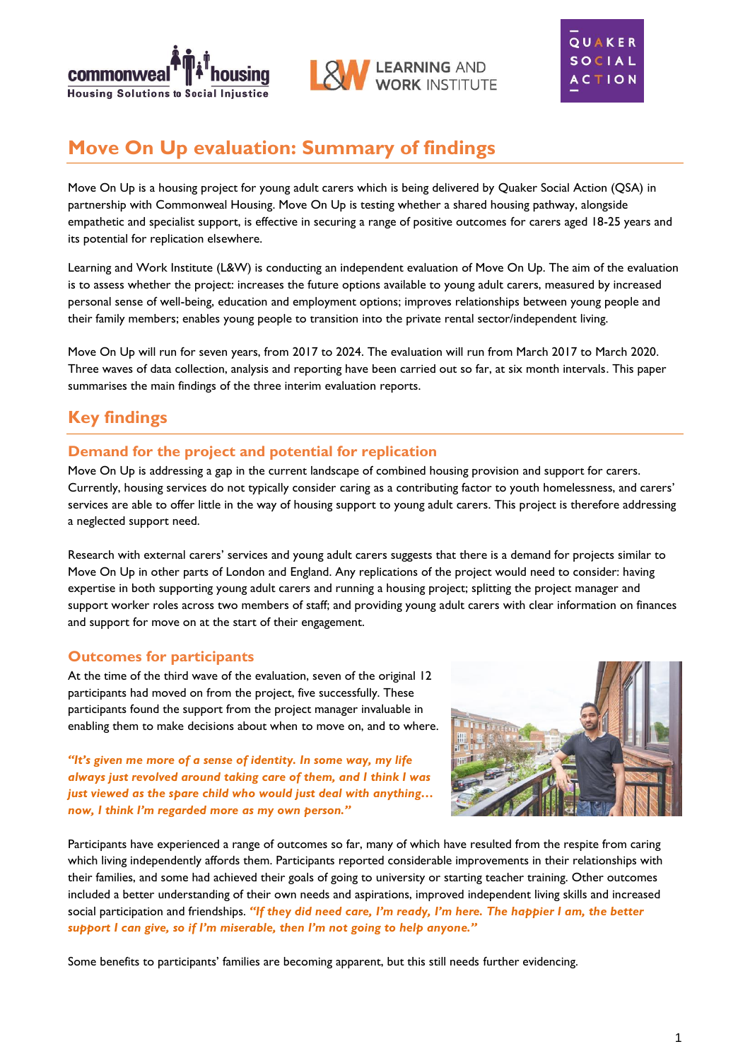# Move On Up evaluation: Summary of findings

Move On Up is a housing project for young adult carers which is being delivered by Quaker Social Action (QSA) in partnership with Commonweal Housing. Move On Up is testing whether a shared housing pathway, alongside empathetic and specialist support, is effective in securing a range of positive outcomes for carers aged 18-25 years and its potential for replication elsewhere.

Learning and Work Institute (L&W) is conducting an independent evaluation of Move On Up. The aim of the evaluation is to assess whether the project: increases the future options available to young adult carers, measured by increased personal sense of well-being, education and employment options; improves relationships between young people and their family members; enables young people to transition into the private rental sector/independent living.

Move On Up will run for seven years, from 2017 to 2024. The evaluation will run from March 2017 to March 2020. Three waves of data collection, analysis and reporting have been carried out so far, at six month intervals. This paper summarises the main findings of the three interim evaluation reports.

## Key findings

### Demand for the project and potential for replication

Move On Up is addressing a gap in the current landscape of combined housing provision and support for carers. Currently, housing services do not typically consider caring as a contributing factor to youth homelessness, and carers' services are able to offer little in the way of housing support to young adult carers. This project is therefore addressing a neglected support need.

Research with external carers' services and young adult carers suggests that there is a demand for projects similar to Move On Up in other parts of London and England. Any replications of the project would need to consider: having expertise in both supporting young adult carers and running a housing project; splitting the project manager and support worker roles across two members of staff; and providing young adult carers with clear information on finances and support for move on at the start of their engagement.

### Outcomes for participants

At the time of the third wave of the evaluation, seven of the original 12 participants had moved on from the project, five successfully. These participants found the support from the project manager invaluable in enabling them to make decisions about when to move on, and to where.

***"It's given me more of a sense of identity. In some way, my life always just revolved around taking care of them, and I think I was just viewed as the spare child who would just deal with anything… now, I think I'm regarded more as my own person."***

Participants have experienced a range of outcomes so far, many of which have resulted from the respite from caring which living independently affords them. Participants reported considerable improvements in their relationships with their families, and some had achieved their goals of going to university or starting teacher training. Other outcomes included a better understanding of their own needs and aspirations, improved independent living skills and increased social participation and friendships. ***"If they did need care, I'm ready, I'm here. The happier I am, the better support I can give, so if I'm miserable, then I'm not going to help anyone."***

Some benefits to participants' families are becoming apparent, but this still needs further evidencing.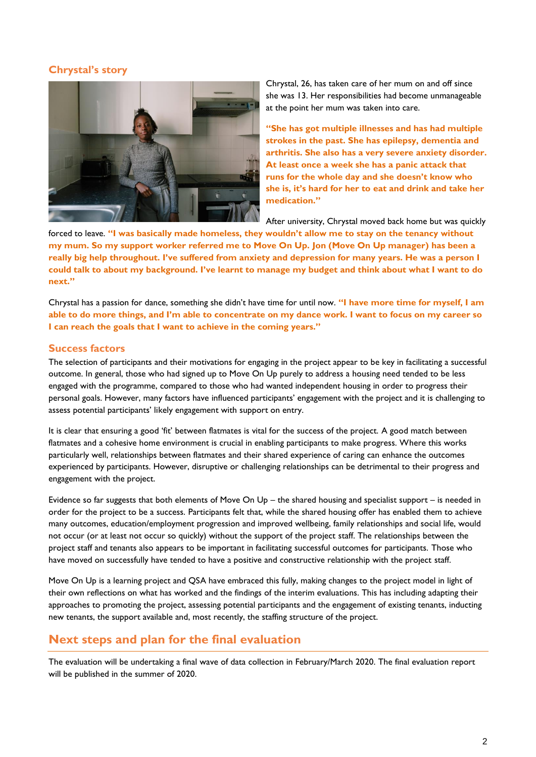### Chrystal's story

Chrystal, 26, has taken care of her mum on and off since she was 13. Her responsibilities had become unmanageable at the point her mum was taken into care.

**"She has got multiple illnesses and has had multiple strokes in the past. She has epilepsy, dementia and arthritis. She also has a very severe anxiety disorder. At least once a week she has a panic attack that runs for the whole day and she doesn't know who she is, it's hard for her to eat and drink and take her medication."**

After university, Chrystal moved back home but was quickly forced to leave. **"I was basically made homeless, they wouldn't allow me to stay on the tenancy without my mum. So my support worker referred me to Move On Up. Jon (Move On Up manager) has been a really big help throughout. I've suffered from anxiety and depression for many years. He was a person I could talk to about my background. I've learnt to manage my budget and think about what I want to do next."**

Chrystal has a passion for dance, something she didn't have time for until now. **"I have more time for myself, I am able to do more things, and I'm able to concentrate on my dance work. I want to focus on my career so I can reach the goals that I want to achieve in the coming years."**

### Success factors

The selection of participants and their motivations for engaging in the project appear to be key in facilitating a successful outcome. In general, those who had signed up to Move On Up purely to address a housing need tended to be less engaged with the programme, compared to those who had wanted independent housing in order to progress their personal goals. However, many factors have influenced participants' engagement with the project and it is challenging to assess potential participants' likely engagement with support on entry.

It is clear that ensuring a good 'fit' between flatmates is vital for the success of the project. A good match between flatmates and a cohesive home environment is crucial in enabling participants to make progress. Where this works particularly well, relationships between flatmates and their shared experience of caring can enhance the outcomes experienced by participants. However, disruptive or challenging relationships can be detrimental to their progress and engagement with the project.

Evidence so far suggests that both elements of Move On Up – the shared housing and specialist support – is needed in order for the project to be a success. Participants felt that, while the shared housing offer has enabled them to achieve many outcomes, education/employment progression and improved wellbeing, family relationships and social life, would not occur (or at least not occur so quickly) without the support of the project staff. The relationships between the project staff and tenants also appears to be important in facilitating successful outcomes for participants. Those who have moved on successfully have tended to have a positive and constructive relationship with the project staff.

Move On Up is a learning project and QSA have embraced this fully, making changes to the project model in light of their own reflections on what has worked and the findings of the interim evaluations. This has including adapting their approaches to promoting the project, assessing potential participants and the engagement of existing tenants, inducting new tenants, the support available and, most recently, the staffing structure of the project.

## Next steps and plan for the final evaluation

The evaluation will be undertaking a final wave of data collection in February/March 2020. The final evaluation report will be published in the summer of 2020.